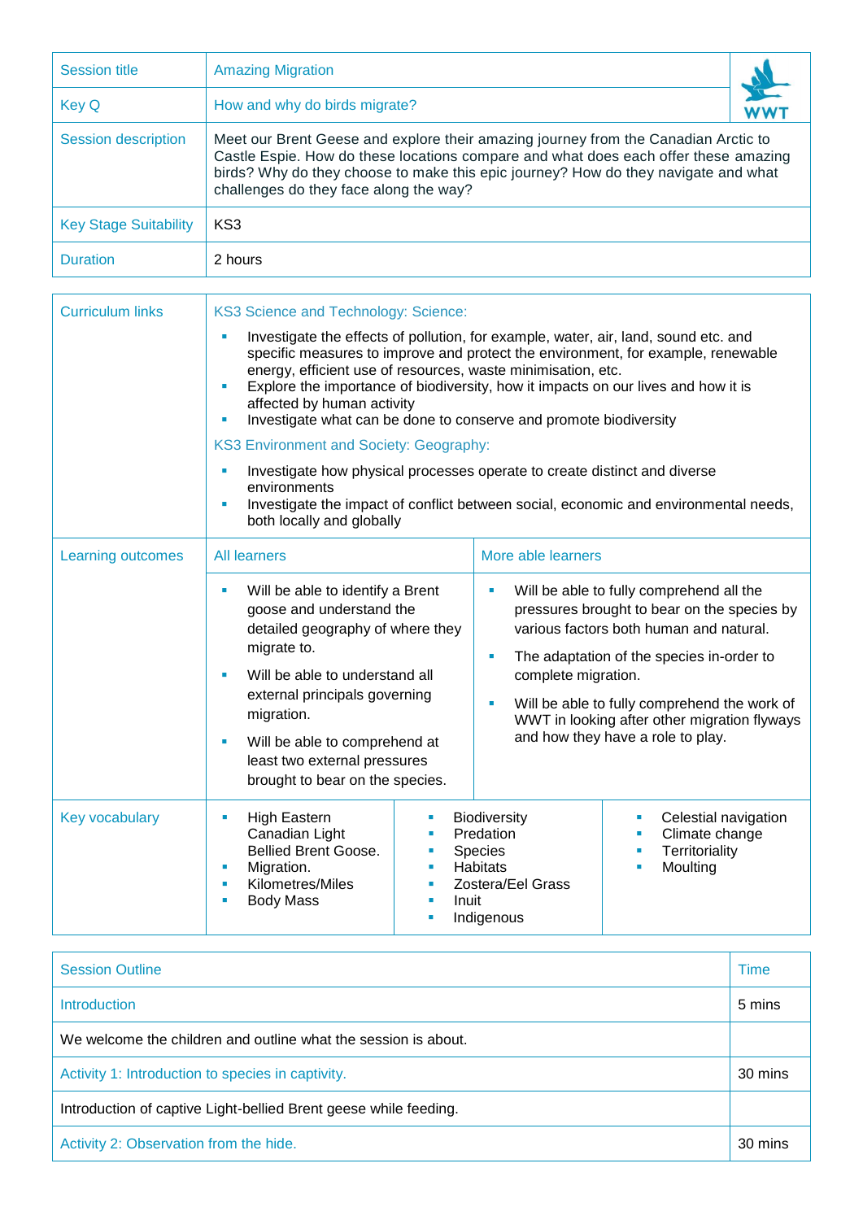| Session title | Amazing Migration |
|---|---|
| Key Q | How and why do birds migrate? |
| Session description | Meet our Brent Geese and explore their amazing journey from the Canadian Arctic to Castle Espie. How do these locations compare and what does each offer these amazing birds? Why do they choose to make this epic journey? How do they navigate and what challenges do they face along the way? |
| Key Stage Suitability | KS3 |
| Duration | 2 hours |

**Curriculum links**

KS3 Science and Technology: Science:

- Investigate the effects of pollution, for example, water, air, land, sound etc. and specific measures to improve and protect the environment, for example, renewable energy, efficient use of resources, waste minimisation, etc.
- Explore the importance of biodiversity, how it impacts on our lives and how it is affected by human activity
- Investigate what can be done to conserve and promote biodiversity

KS3 Environment and Society: Geography:

- Investigate how physical processes operate to create distinct and diverse environments
- Investigate the impact of conflict between social, economic and environmental needs, both locally and globally

**Learning outcomes**

| All learners | More able learners |
|---|---|
| <ul><li>Will be able to identify a Brent goose and understand the detailed geography of where they migrate to.</li><li>Will be able to understand all external principals governing migration.</li><li>Will be able to comprehend at least two external pressures brought to bear on the species.</li></ul> | <ul><li>Will be able to fully comprehend all the pressures brought to bear on the species by various factors both human and natural.</li><li>The adaptation of the species in-order to complete migration.</li><li>Will be able to fully comprehend the work of WWT in looking after other migration flyways and how they have a role to play.</li></ul> |

**Key vocabulary**

- High Eastern Canadian Light Bellied Brent Goose.
- Migration.
- Kilometres/Miles
- Body Mass
- Biodiversity
- Predation
- Species
- Habitats
- Zostera/Eel Grass
- Inuit
- Indigenous
- Celestial navigation
- Climate change
- Territoriality
- Moulting

| Session Outline | Time |
|---|---|
| Introduction | 5 mins |
| We welcome the children and outline what the session is about. | |
| Activity 1: Introduction to species in captivity. | 30 mins |
| Introduction of captive Light-bellied Brent geese while feeding. | |
| Activity 2: Observation from the hide. | 30 mins |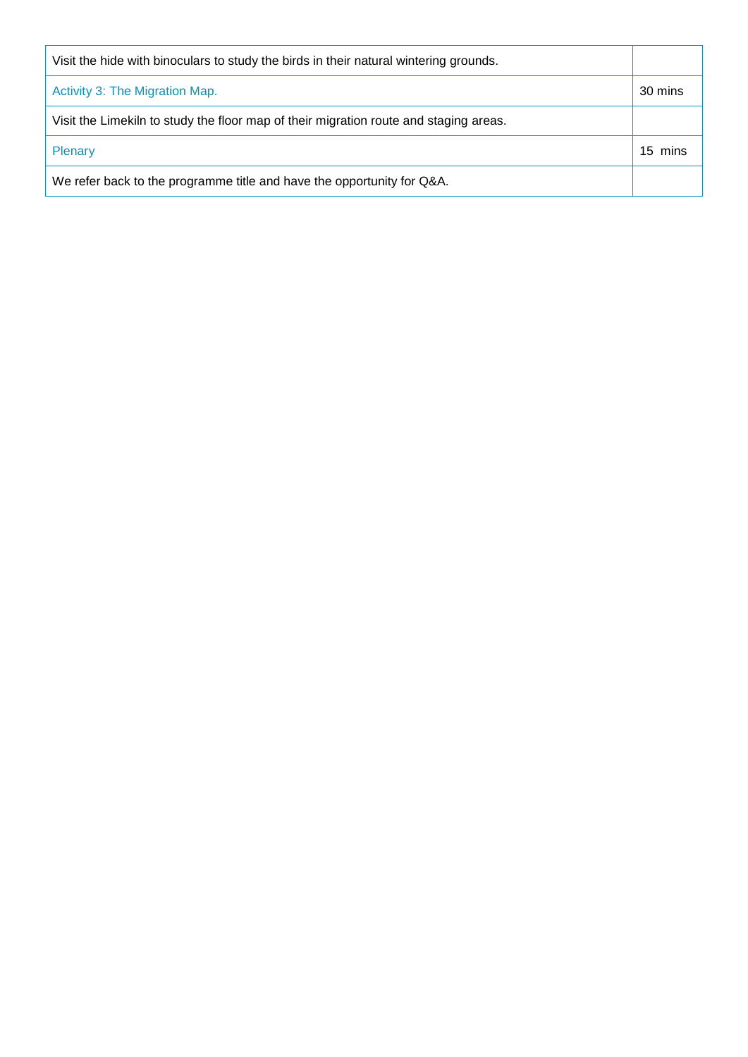| | |
|---|---|
| Visit the hide with binoculars to study the birds in their natural wintering grounds. | |
| Activity 3: The Migration Map. | 30 mins |
| Visit the Limekiln to study the floor map of their migration route and staging areas. | |
| Plenary | 15 mins |
| We refer back to the programme title and have the opportunity for Q&A. | |